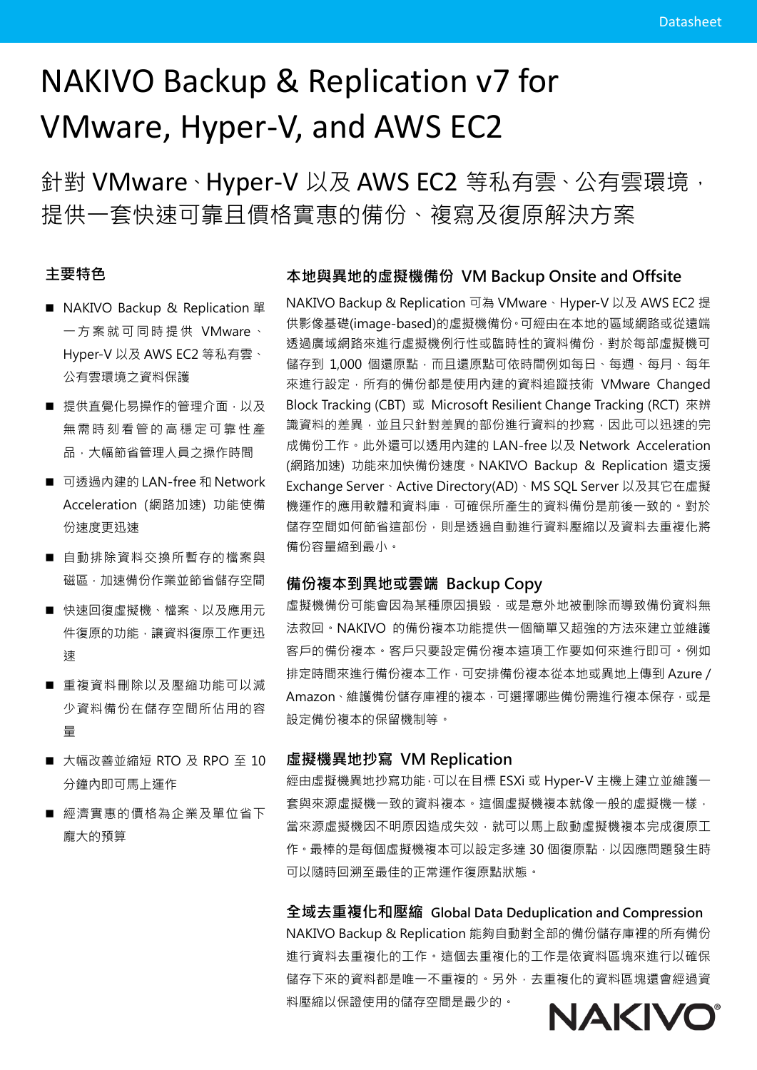Datasheet

# NAKIVO Backup & Replication v7 for VMware, Hyper-V, and AWS EC2

針對 VMware、Hyper-V 以及 AWS EC2 等私有雲、公有雲環境，提供一套快速可靠且價格實惠的備份、複寫及復原解決方案

## 主要特色

- NAKIVO Backup & Replication 單一方案就可同時提供 VMware、Hyper-V 以及 AWS EC2 等私有雲、公有雲環境之資料保護
- 提供直覺化易操作的管理介面，以及無需時刻看管的高穩定可靠性產品，大幅節省管理人員之操作時間
- 可透過內建的 LAN-free 和 Network Acceleration（網路加速）功能使備份速度更迅速
- 自動排除資料交換所暫存的檔案與磁區，加速備份作業並節省儲存空間
- 快速回復虛擬機、檔案、以及應用元件復原的功能，讓資料復原工作更迅速
- 重複資料刪除以及壓縮功能可以減少資料備份在儲存空間所佔用的容量
- 大幅改善並縮短 RTO 及 RPO 至 10 分鐘內即可馬上運作
- 經濟實惠的價格為企業及單位省下龐大的預算

## 本地與異地的虛擬機備份 VM Backup Onsite and Offsite

NAKIVO Backup & Replication 可為 VMware、Hyper-V 以及 AWS EC2 提供影像基礎(image-based)的虛擬機備份。可經由在本地的區域網路或從遠端透過廣域網路來進行虛擬機例行性或臨時性的資料備份，對於每部虛擬機可儲存到 1,000 個還原點，而且還原點可依時間例如每日、每週、每月、每年來進行設定，所有的備份都是使用內建的資料追蹤技術 VMware Changed Block Tracking (CBT) 或 Microsoft Resilient Change Tracking (RCT) 來辨識資料的差異，並且只針對差異的部份進行資料的抄寫，因此可以迅速的完成備份工作。此外還可以透用內建的 LAN-free 以及 Network Acceleration (網路加速) 功能來加快備份速度。NAKIVO Backup & Replication 還支援 Exchange Server、Active Directory(AD)、MS SQL Server 以及其它在虛擬機運作的應用軟體和資料庫，可確保所產生的資料備份是前後一致的。對於儲存空間如何節省這部份，則是透過自動進行資料壓縮以及資料去重複化將備份容量縮到最小。

## 備份複本到異地或雲端 Backup Copy

虛擬機備份可能會因為某種原因損毀，或是意外地被刪除而導致備份資料無法救回。NAKIVO 的備份複本功能提供一個簡單又超強的方法來建立並維護客戶的備份複本。客戶只要設定備份複本這項工作要如何來進行即可。例如排定時間來進行備份複本工作，可安排備份複本從本地或異地上傳到 Azure / Amazon、維護備份儲存庫裡的複本，可選擇哪些備份需進行複本保存，或是設定備份複本的保留機制等。

## 虛擬機異地抄寫 VM Replication

經由虛擬機異地抄寫功能，可以在目標 ESXi 或 Hyper-V 主機上建立並維護一套與來源虛擬機一致的資料複本。這個虛擬機複本就像一般的虛擬機一樣，當來源虛擬機因不明原因造成失效，就可以馬上啟動虛擬機複本完成復原工作。最棒的是每個虛擬機複本可以設定多達 30 個復原點，以因應問題發生時可以隨時回溯至最佳的正常運作復原點狀態。

## 全域去重複化和壓縮 Global Data Deduplication and Compression

NAKIVO Backup & Replication 能夠自動對全部的備份儲存庫裡的所有備份進行資料去重複化的工作。這個去重複化的工作是依資料區塊來進行以確保儲存下來的資料都是唯一不重複的。另外，去重複化的資料區塊還會經過資料壓縮以保證使用的儲存空間是最少的。

NAKIVO®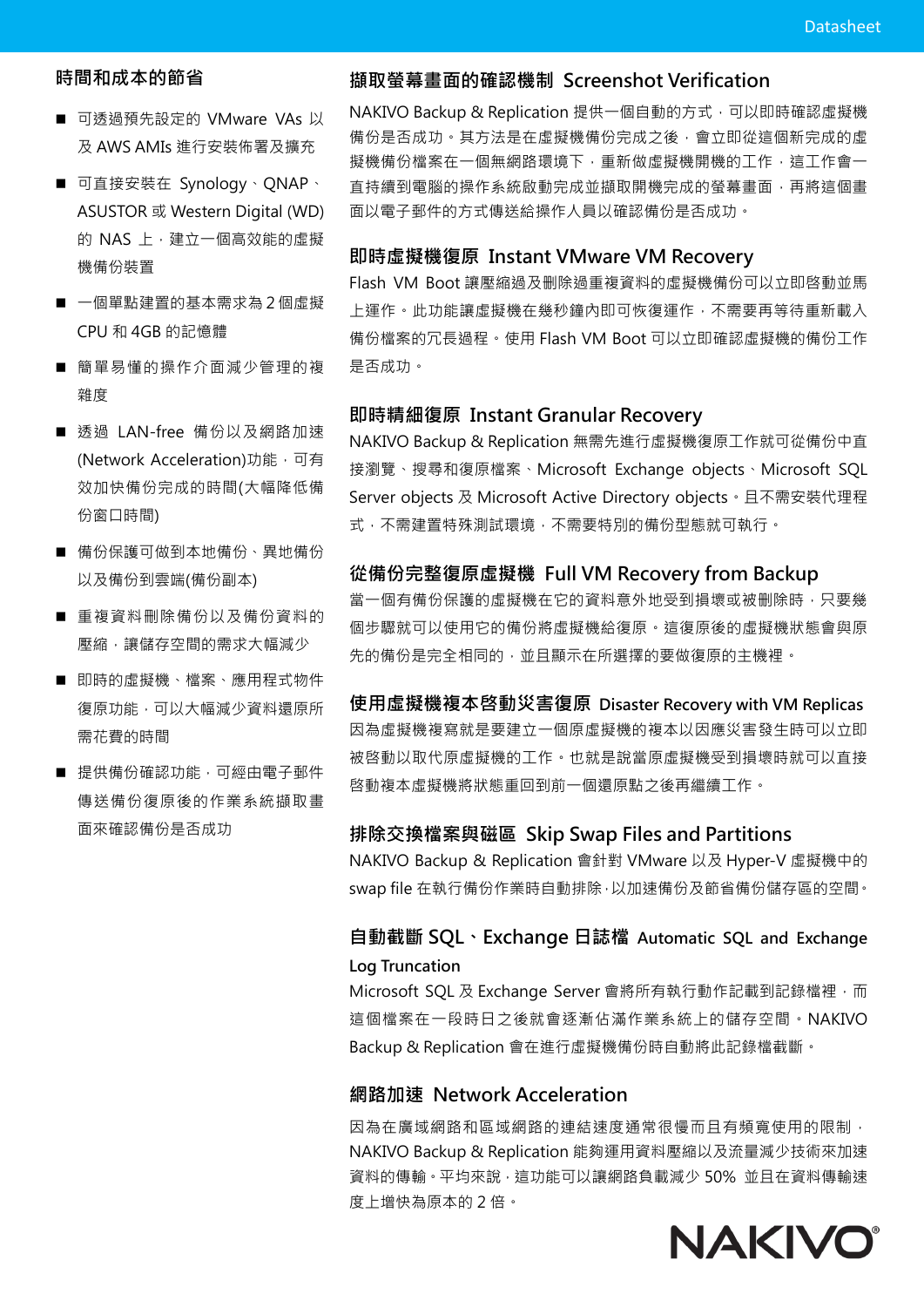## 時間和成本的節省

- 可透過預先設定的 VMware VAs 以及 AWS AMIs 進行安裝佈署及擴充
- 可直接安裝在 Synology、QNAP、ASUSTOR 或 Western Digital (WD) 的 NAS 上，建立一個高效能的虛擬機備份裝置
- 一個單點建置的基本需求為 2 個虛擬 CPU 和 4GB 的記憶體
- 簡單易懂的操作介面減少管理的複雜度
- 透過 LAN-free 備份以及網路加速(Network Acceleration)功能，可有效加快備份完成的時間(大幅降低備份窗口時間)
- 備份保護可做到本地備份、異地備份以及備份到雲端(備份副本)
- 重複資料刪除備份以及備份資料的壓縮，讓儲存空間的需求大幅減少
- 即時的虛擬機、檔案、應用程式物件復原功能，可以大幅減少資料還原所需花費的時間
- 提供備份確認功能，可經由電子郵件傳送備份復原後的作業系統擷取畫面來確認備份是否成功

## 擷取螢幕畫面的確認機制 Screenshot Verification

NAKIVO Backup & Replication 提供一個自動的方式，可以即時確認虛擬機備份是否成功。其方法是在虛擬機備份完成之後，會立即從這個新完成的虛擬機備份檔案在一個無網路環境下，重新做虛擬機開機的工作，這工作會一直持續到電腦的操作系統啟動完成並擷取開機完成的螢幕畫面，再將這個畫面以電子郵件的方式傳送給操作人員以確認備份是否成功。

## 即時虛擬機復原 Instant VMware VM Recovery

Flash VM Boot 讓壓縮過及刪除過重複資料的虛擬機備份可以立即啟動並馬上運作。此功能讓虛擬機在幾秒鐘內即可恢復運作，不需要再等待重新載入備份檔案的冗長過程。使用 Flash VM Boot 可以立即確認虛擬機的備份工作是否成功。

## 即時精細復原 Instant Granular Recovery

NAKIVO Backup & Replication 無需先進行虛擬機復原工作就可從備份中直接瀏覽、搜尋和復原檔案、Microsoft Exchange objects、Microsoft SQL Server objects 及 Microsoft Active Directory objects。且不需安裝代理程式，不需建置特殊測試環境，不需要特別的備份型態就可執行。

## 從備份完整復原虛擬機 Full VM Recovery from Backup

當一個有備份保護的虛擬機在它的資料意外地受到損壞或被刪除時，只要幾個步驟就可以使用它的備份將虛擬機給復原。這復原後的虛擬機狀態會與原先的備份是完全相同的，並且顯示在所選擇的要做復原的主機裡。

## 使用虛擬機複本啓動災害復原 Disaster Recovery with VM Replicas

因為虛擬機複寫就是要建立一個原虛擬機的複本以因應災害發生時可以立即被啟動以取代原虛擬機的工作。也就是說當原虛擬機受到損壞時就可以直接啓動複本虛擬機將狀態重回到前一個還原點之後再繼續工作。

## 排除交換檔案與磁區 Skip Swap Files and Partitions

NAKIVO Backup & Replication 會針對 VMware 以及 Hyper-V 虛擬機中的 swap file 在執行備份作業時自動排除，以加速備份及節省備份儲存區的空間。

## 自動截斷 SQL、Exchange 日誌檔 Automatic SQL and Exchange Log Truncation

Microsoft SQL 及 Exchange Server 會將所有執行動作記載到記錄檔裡，而這個檔案在一段時日之後就會逐漸佔滿作業系統上的儲存空間。NAKIVO Backup & Replication 會在進行虛擬機備份時自動將此記錄檔截斷。

## 網路加速 Network Acceleration

因為在廣域網路和區域網路的連結速度通常很慢而且有頻寬使用的限制，NAKIVO Backup & Replication 能夠運用資料壓縮以及流量減少技術來加速資料的傳輸。平均來說，這功能可以讓網路負載減少 50% 並且在資料傳輸速度上增快為原本的 2 倍。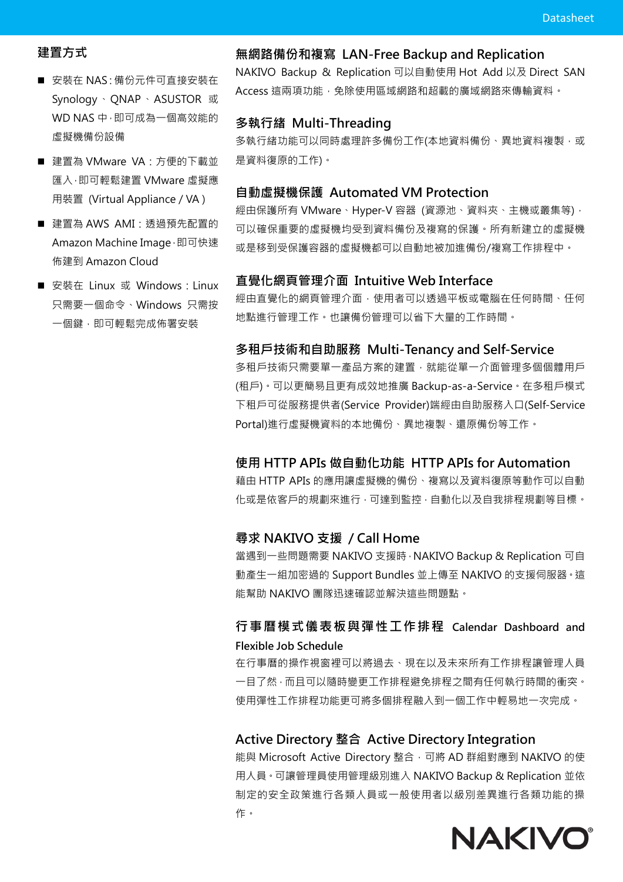## 建置方式

- 安裝在 NAS：備份元件可直接安裝在 Synology、QNAP、ASUSTOR 或 WD NAS 中，即可成為一個高效能的虛擬機備份設備
- 建置為 VMware VA：方便的下載並匯入，即可輕鬆建置 VMware 虛擬應用裝置 (Virtual Appliance / VA )
- 建置為 AWS AMI：透過預先配置的 Amazon Machine Image，即可快速佈建到 Amazon Cloud
- 安裝在 Linux 或 Windows：Linux 只需要一個命令、Windows 只需按一個鍵，即可輕鬆完成佈署安裝

## 無網路備份和複寫 LAN-Free Backup and Replication

NAKIVO Backup & Replication 可以自動使用 Hot Add 以及 Direct SAN Access 這兩項功能，免除使用區域網路和超載的廣域網路來傳輸資料。

## 多執行緒 Multi-Threading

多執行緒功能可以同時處理許多備份工作(本地資料備份、異地資料複製，或是資料復原的工作)。

## 自動虛擬機保護 Automated VM Protection

經由保護所有 VMware、Hyper-V 容器 (資源池、資料夾、主機或叢集等)，可以確保重要的虛擬機均受到資料備份及複寫的保護。所有新建立的虛擬機或是移到受保護容器的虛擬機都可以自動地被加進備份/複寫工作排程中。

## 直覺化網頁管理介面 Intuitive Web Interface

經由直覺化的網頁管理介面，使用者可以透過平板或電腦在任何時間、任何地點進行管理工作。也讓備份管理可以省下大量的工作時間。

## 多租戶技術和自助服務 Multi-Tenancy and Self-Service

多租戶技術只需要單一產品方案的建置，就能從單一介面管理多個個體用戶(租戶)。可以更簡易且更有成效地推廣 Backup-as-a-Service。在多租戶模式下租戶可從服務提供者(Service Provider)端經由自助服務入口(Self-Service Portal)進行虛擬機資料的本地備份、異地複製、還原備份等工作。

## 使用 HTTP APIs 做自動化功能 HTTP APIs for Automation

藉由 HTTP APIs 的應用讓虛擬機的備份、複寫以及資料復原等動作可以自動化或是依客戶的規劃來進行，可達到監控，自動化以及自我排程規劃等目標。

## 尋求 NAKIVO 支援 / Call Home

當遇到一些問題需要 NAKIVO 支援時，NAKIVO Backup & Replication 可自動產生一組加密過的 Support Bundles 並上傳至 NAKIVO 的支援伺服器。這能幫助 NAKIVO 團隊迅速確認並解決這些問題點。

## 行事曆模式儀表板與彈性工作排程 Calendar Dashboard and Flexible Job Schedule

在行事曆的操作視窗裡可以將過去、現在以及未來所有工作排程讓管理人員一目了然，而且可以隨時變更工作排程避免排程之間有任何執行時間的衝突。使用彈性工作排程功能更可將多個排程融入到一個工作中輕易地一次完成。

## Active Directory 整合 Active Directory Integration

能與 Microsoft Active Directory 整合，可將 AD 群組對應到 NAKIVO 的使用人員。可讓管理員使用管理級別進入 NAKIVO Backup & Replication 並依制定的安全政策進行各類人員或一般使用者以級別差異進行各類功能的操作。

NAKIVO®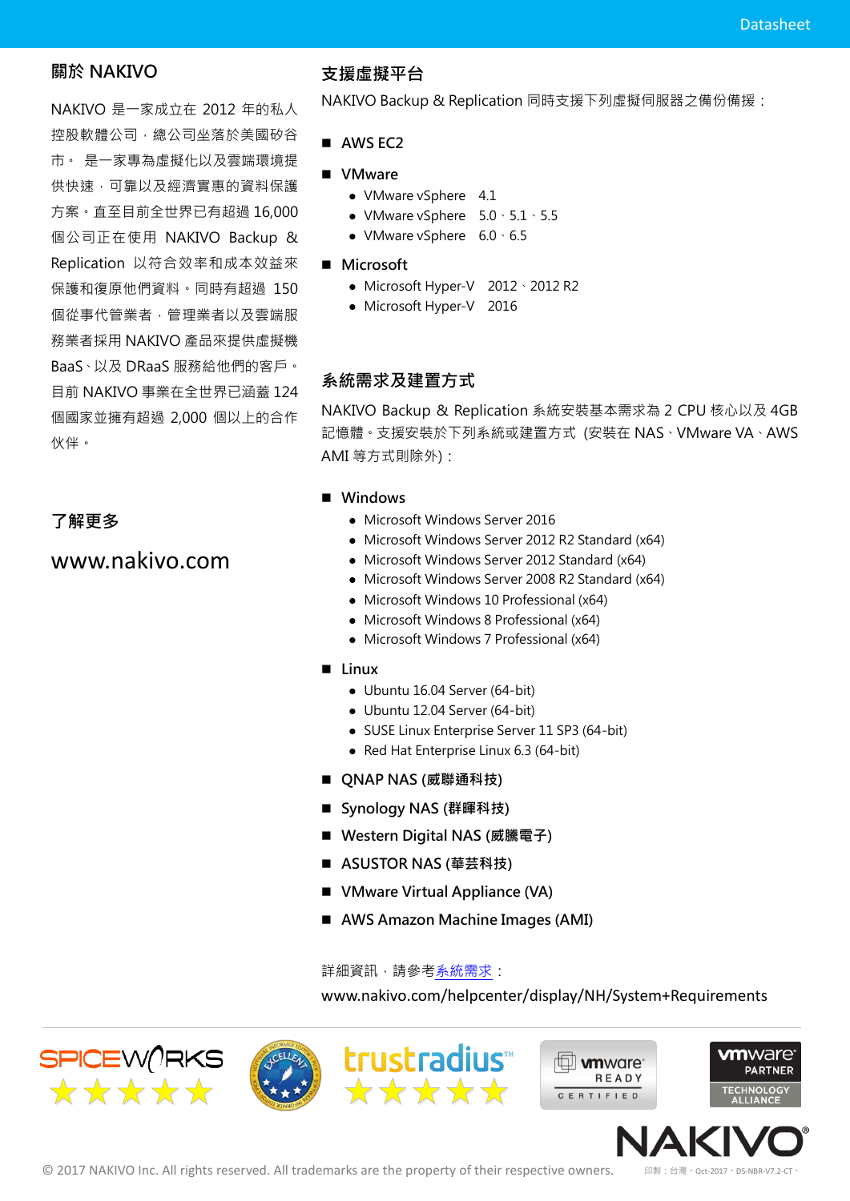## 關於 NAKIVO

NAKIVO 是一家成立在 2012 年的私人控股軟體公司，總公司坐落於美國矽谷市。 是一家專為虛擬化以及雲端環境提供快速，可靠以及經濟實惠的資料保護方案。直至目前全世界已有超過 16,000 個公司正在使用 NAKIVO Backup & Replication 以符合效率和成本效益來保護和復原他們資料。同時有超過 150 個從事代管業者，管理業者以及雲端服務業者採用 NAKIVO 產品來提供虛擬機 BaaS、以及 DRaaS 服務給他們的客戶。目前 NAKIVO 事業在全世界已涵蓋 124 個國家並擁有超過 2,000 個以上的合作伙伴。

## 了解更多

www.nakivo.com

## 支援虛擬平台

NAKIVO Backup & Replication 同時支援下列虛擬伺服器之備份備援：

- AWS EC2
- VMware
  - VMware vSphere 4.1
  - VMware vSphere 5.0、5.1、5.5
  - VMware vSphere 6.0、6.5
- Microsoft
  - Microsoft Hyper-V 2012、2012 R2
  - Microsoft Hyper-V 2016

## 系統需求及建置方式

NAKIVO Backup & Replication 系統安裝基本需求為 2 CPU 核心以及 4GB 記憶體。支援安裝於下列系統或建置方式 (安裝在 NAS、VMware VA、AWS AMI 等方式則除外)：

- Windows
  - Microsoft Windows Server 2016
  - Microsoft Windows Server 2012 R2 Standard (x64)
  - Microsoft Windows Server 2012 Standard (x64)
  - Microsoft Windows Server 2008 R2 Standard (x64)
  - Microsoft Windows 10 Professional (x64)
  - Microsoft Windows 8 Professional (x64)
  - Microsoft Windows 7 Professional (x64)
- Linux
  - Ubuntu 16.04 Server (64-bit)
  - Ubuntu 12.04 Server (64-bit)
  - SUSE Linux Enterprise Server 11 SP3 (64-bit)
  - Red Hat Enterprise Linux 6.3 (64-bit)
- QNAP NAS (威聯通科技)
- Synology NAS (群暉科技)
- Western Digital NAS (威騰電子)
- ASUSTOR NAS (華芸科技)
- VMware Virtual Appliance (VA)
- AWS Amazon Machine Images (AMI)

詳細資訊，請參考系統需求：
www.nakivo.com/helpcenter/display/NH/System+Requirements

© 2017 NAKIVO Inc. All rights reserved. All trademarks are the property of their respective owners.

印製：台灣。Oct-2017。DS-NBR-V7.2-CT。